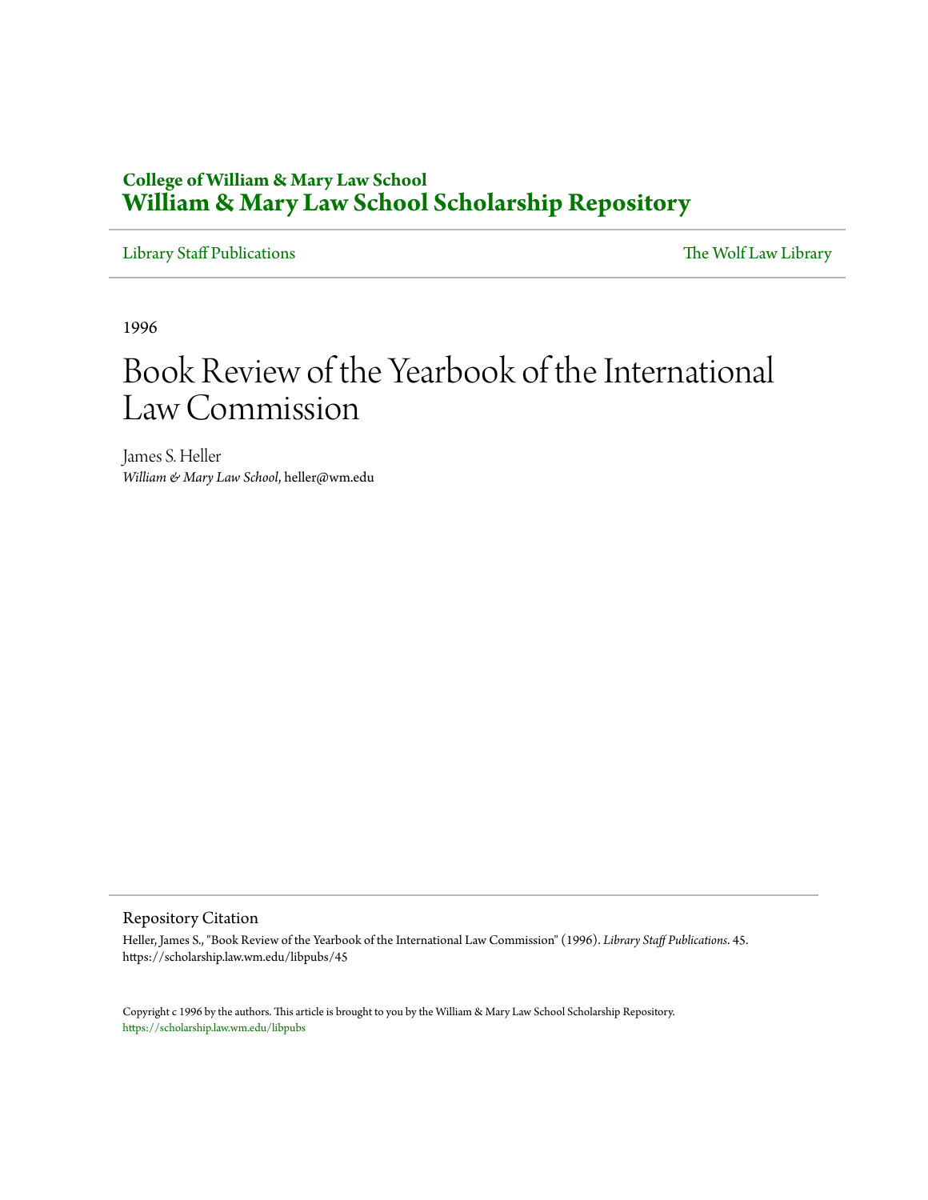**College of William & Mary Law School**
# William & Mary Law School Scholarship Repository

Library Staff Publications | The Wolf Law Library

1996

# Book Review of the Yearbook of the International Law Commission

James S. Heller
*William & Mary Law School*, heller@wm.edu

## Repository Citation

Heller, James S., "Book Review of the Yearbook of the International Law Commission" (1996). *Library Staff Publications*. 45.
https://scholarship.law.wm.edu/libpubs/45

Copyright c 1996 by the authors. This article is brought to you by the William & Mary Law School Scholarship Repository.
https://scholarship.law.wm.edu/libpubs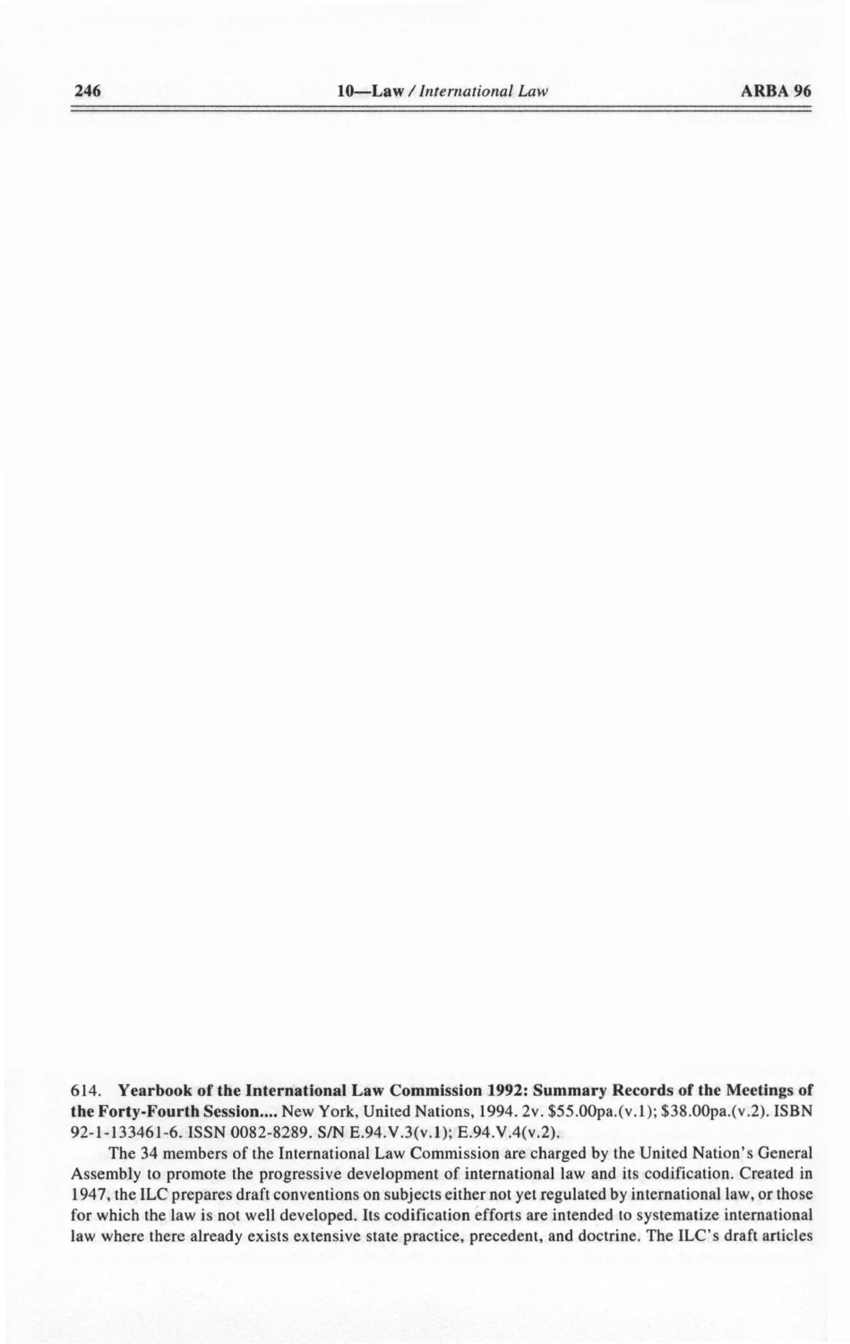614. **Yearbook of the International Law Commission 1992: Summary Records of the Meetings of the Forty-Fourth Session....** New York, United Nations, 1994. 2v. $55.00pa.(v.1); $38.00pa.(v.2). ISBN 92-1-133461-6. ISSN 0082-8289. S/N E.94.V.3(v.1); E.94.V.4(v.2).

The 34 members of the International Law Commission are charged by the United Nation's General Assembly to promote the progressive development of international law and its codification. Created in 1947, the ILC prepares draft conventions on subjects either not yet regulated by international law, or those for which the law is not well developed. Its codification efforts are intended to systematize international law where there already exists extensive state practice, precedent, and doctrine. The ILC's draft articles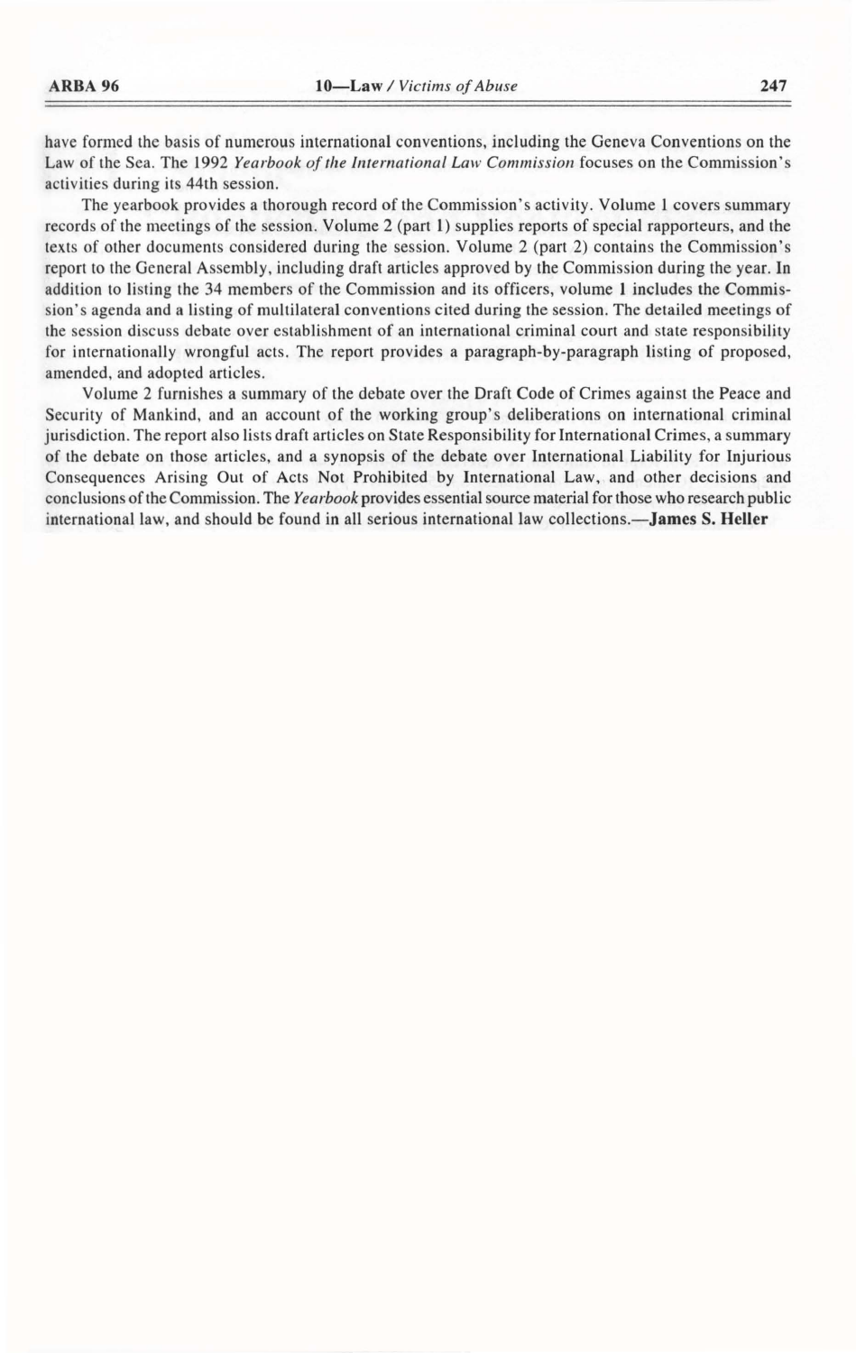have formed the basis of numerous international conventions, including the Geneva Conventions on the Law of the Sea. The 1992 *Yearbook of the International Law Commission* focuses on the Commission's activities during its 44th session.

The yearbook provides a thorough record of the Commission's activity. Volume 1 covers summary records of the meetings of the session. Volume 2 (part 1) supplies reports of special rapporteurs, and the texts of other documents considered during the session. Volume 2 (part 2) contains the Commission's report to the General Assembly, including draft articles approved by the Commission during the year. In addition to listing the 34 members of the Commission and its officers, volume 1 includes the Commission's agenda and a listing of multilateral conventions cited during the session. The detailed meetings of the session discuss debate over establishment of an international criminal court and state responsibility for internationally wrongful acts. The report provides a paragraph-by-paragraph listing of proposed, amended, and adopted articles.

Volume 2 furnishes a summary of the debate over the Draft Code of Crimes against the Peace and Security of Mankind, and an account of the working group's deliberations on international criminal jurisdiction. The report also lists draft articles on State Responsibility for International Crimes, a summary of the debate on those articles, and a synopsis of the debate over International Liability for Injurious Consequences Arising Out of Acts Not Prohibited by International Law, and other decisions and conclusions of the Commission. The *Yearbook* provides essential source material for those who research public international law, and should be found in all serious international law collections.—**James S. Heller**